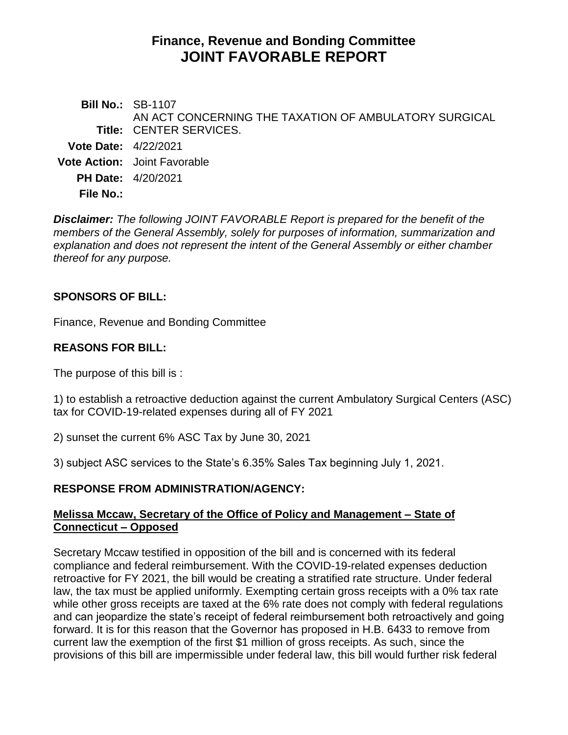# Finance, Revenue and Bonding Committee
# JOINT FAVORABLE REPORT

**Bill No.:** SB-1107

**Title:** AN ACT CONCERNING THE TAXATION OF AMBULATORY SURGICAL CENTER SERVICES.

**Vote Date:** 4/22/2021

**Vote Action:** Joint Favorable

**PH Date:** 4/20/2021

**File No.:**

***Disclaimer:*** *The following JOINT FAVORABLE Report is prepared for the benefit of the members of the General Assembly, solely for purposes of information, summarization and explanation and does not represent the intent of the General Assembly or either chamber thereof for any purpose.*

## SPONSORS OF BILL:

Finance, Revenue and Bonding Committee

## REASONS FOR BILL:

The purpose of this bill is :

1) to establish a retroactive deduction against the current Ambulatory Surgical Centers (ASC) tax for COVID-19-related expenses during all of FY 2021

2) sunset the current 6% ASC Tax by June 30, 2021

3) subject ASC services to the State's 6.35% Sales Tax beginning July 1, 2021.

## RESPONSE FROM ADMINISTRATION/AGENCY:

**Melissa Mccaw, Secretary of the Office of Policy and Management – State of Connecticut – Opposed**

Secretary Mccaw testified in opposition of the bill and is concerned with its federal compliance and federal reimbursement. With the COVID-19-related expenses deduction retroactive for FY 2021, the bill would be creating a stratified rate structure. Under federal law, the tax must be applied uniformly. Exempting certain gross receipts with a 0% tax rate while other gross receipts are taxed at the 6% rate does not comply with federal regulations and can jeopardize the state's receipt of federal reimbursement both retroactively and going forward. It is for this reason that the Governor has proposed in H.B. 6433 to remove from current law the exemption of the first $1 million of gross receipts. As such, since the provisions of this bill are impermissible under federal law, this bill would further risk federal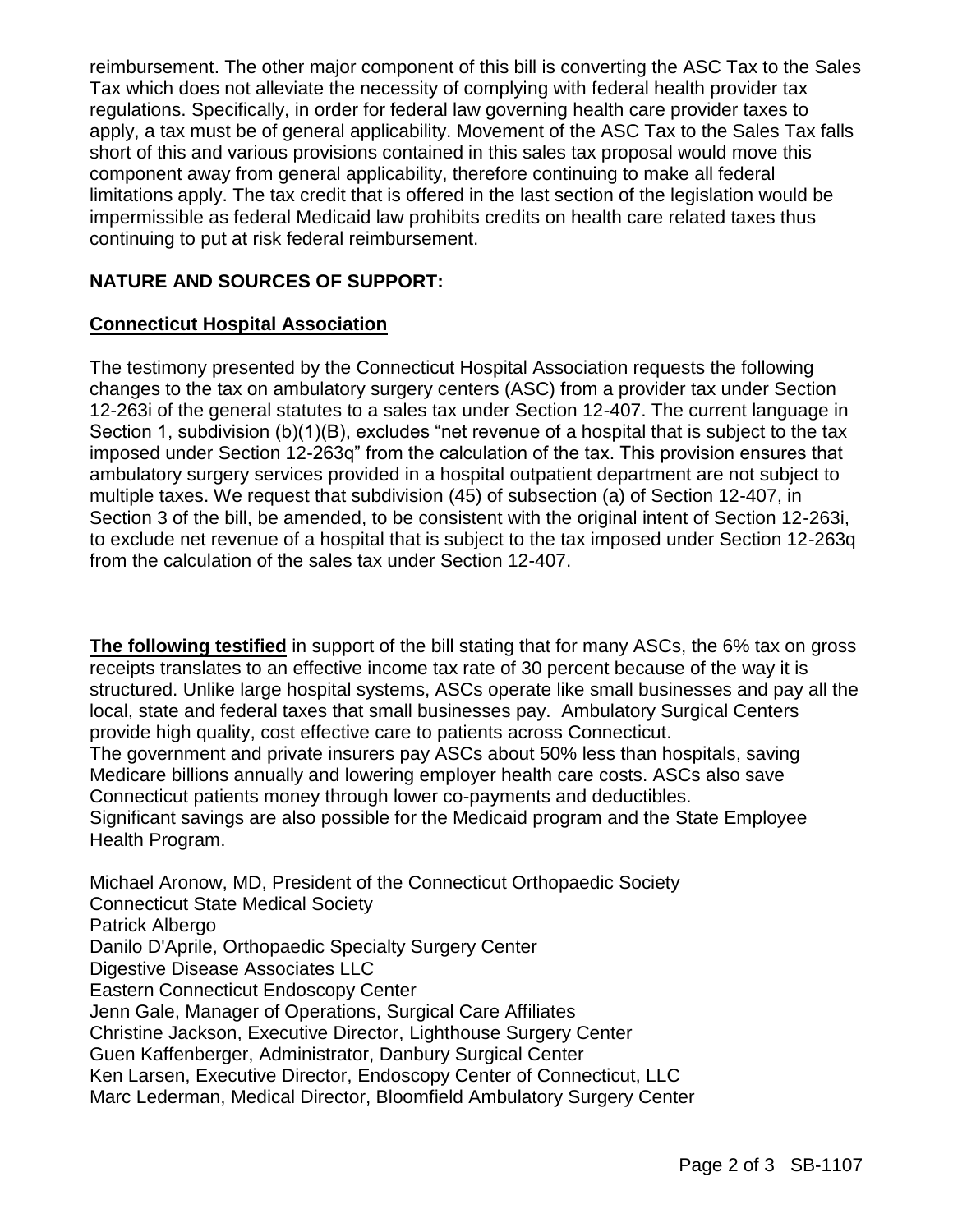reimbursement. The other major component of this bill is converting the ASC Tax to the Sales Tax which does not alleviate the necessity of complying with federal health provider tax regulations. Specifically, in order for federal law governing health care provider taxes to apply, a tax must be of general applicability. Movement of the ASC Tax to the Sales Tax falls short of this and various provisions contained in this sales tax proposal would move this component away from general applicability, therefore continuing to make all federal limitations apply. The tax credit that is offered in the last section of the legislation would be impermissible as federal Medicaid law prohibits credits on health care related taxes thus continuing to put at risk federal reimbursement.

## NATURE AND SOURCES OF SUPPORT:

### Connecticut Hospital Association

The testimony presented by the Connecticut Hospital Association requests the following changes to the tax on ambulatory surgery centers (ASC) from a provider tax under Section 12-263i of the general statutes to a sales tax under Section 12-407. The current language in Section 1, subdivision (b)(1)(B), excludes "net revenue of a hospital that is subject to the tax imposed under Section 12-263q" from the calculation of the tax. This provision ensures that ambulatory surgery services provided in a hospital outpatient department are not subject to multiple taxes. We request that subdivision (45) of subsection (a) of Section 12-407, in Section 3 of the bill, be amended, to be consistent with the original intent of Section 12-263i, to exclude net revenue of a hospital that is subject to the tax imposed under Section 12-263q from the calculation of the sales tax under Section 12-407.

**The following testified** in support of the bill stating that for many ASCs, the 6% tax on gross receipts translates to an effective income tax rate of 30 percent because of the way it is structured. Unlike large hospital systems, ASCs operate like small businesses and pay all the local, state and federal taxes that small businesses pay. Ambulatory Surgical Centers provide high quality, cost effective care to patients across Connecticut.
The government and private insurers pay ASCs about 50% less than hospitals, saving Medicare billions annually and lowering employer health care costs. ASCs also save Connecticut patients money through lower co-payments and deductibles.
Significant savings are also possible for the Medicaid program and the State Employee Health Program.

Michael Aronow, MD, President of the Connecticut Orthopaedic Society
Connecticut State Medical Society
Patrick Albergo
Danilo D'Aprile, Orthopaedic Specialty Surgery Center
Digestive Disease Associates LLC
Eastern Connecticut Endoscopy Center
Jenn Gale, Manager of Operations, Surgical Care Affiliates
Christine Jackson, Executive Director, Lighthouse Surgery Center
Guen Kaffenberger, Administrator, Danbury Surgical Center
Ken Larsen, Executive Director, Endoscopy Center of Connecticut, LLC
Marc Lederman, Medical Director, Bloomfield Ambulatory Surgery Center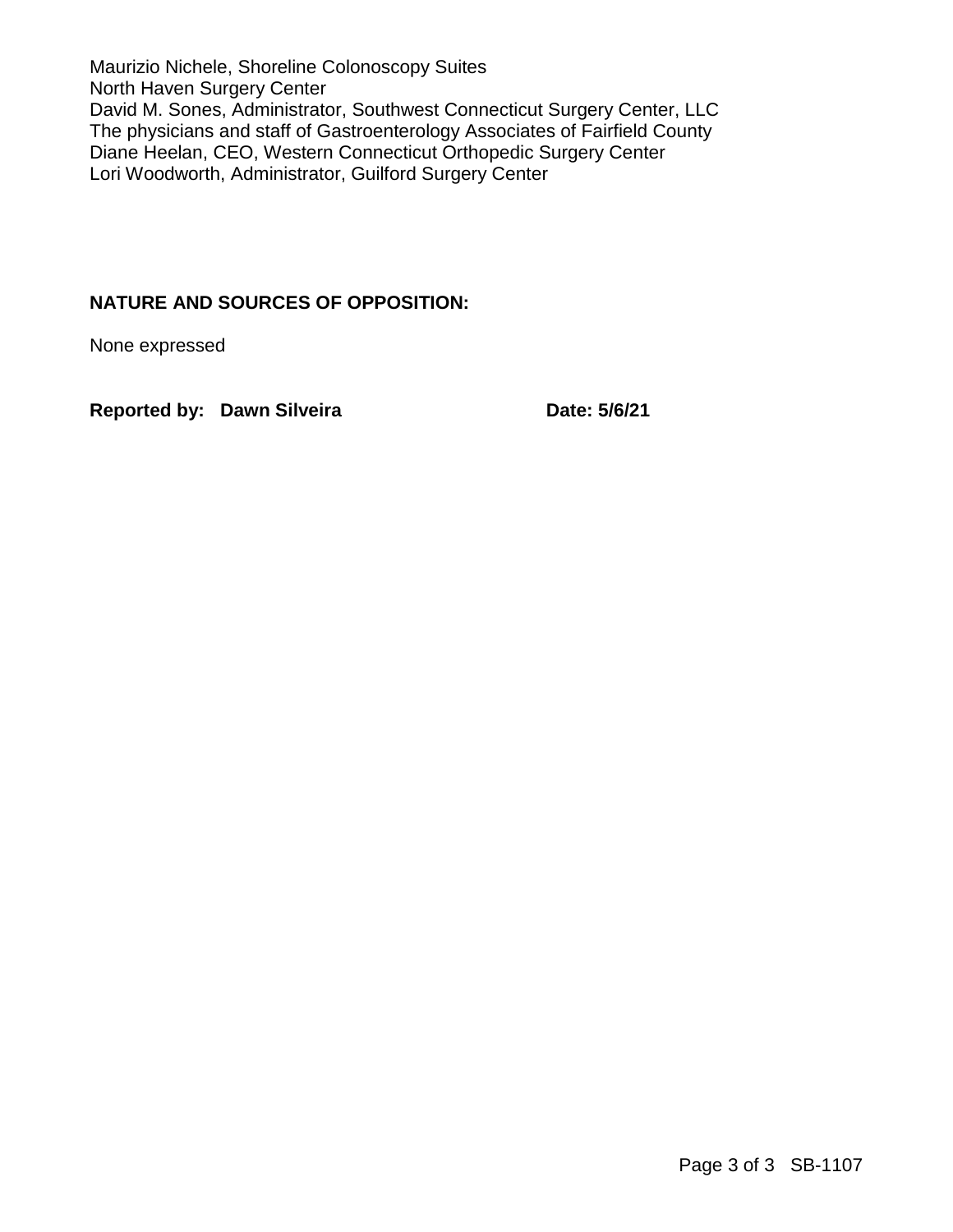Maurizio Nichele, Shoreline Colonoscopy Suites
North Haven Surgery Center
David M. Sones, Administrator, Southwest Connecticut Surgery Center, LLC
The physicians and staff of Gastroenterology Associates of Fairfield County
Diane Heelan, CEO, Western Connecticut Orthopedic Surgery Center
Lori Woodworth, Administrator, Guilford Surgery Center

**NATURE AND SOURCES OF OPPOSITION:**

None expressed

**Reported by: Dawn Silveira** **Date: 5/6/21**